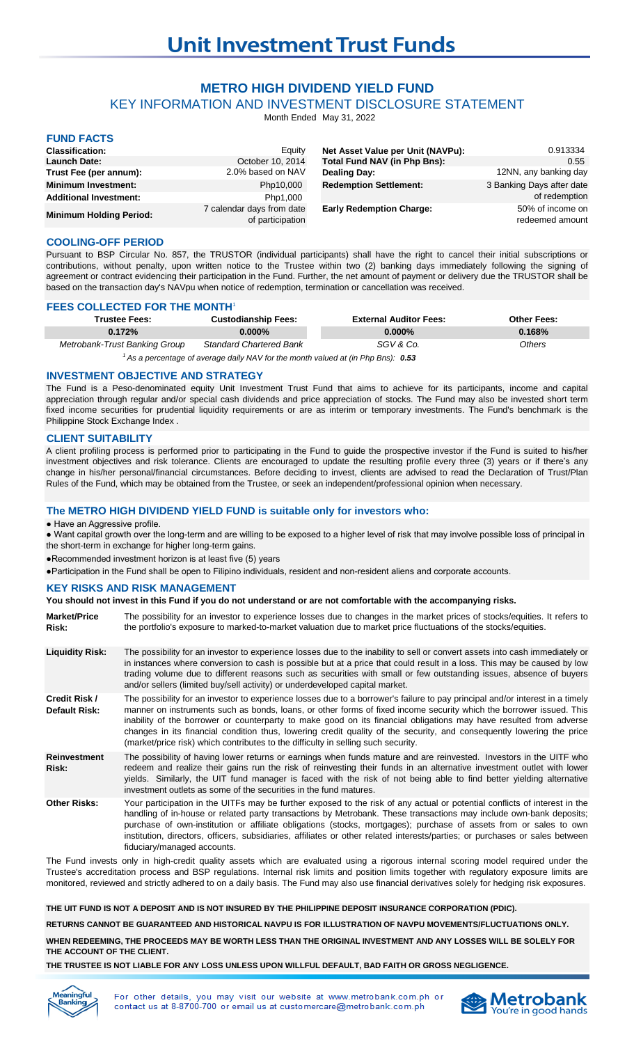# Unit Investment Trust Funds

## METRO HIGH DIVIDEND YIELD FUND

KEY INFORMATION AND INVESTMENT DISCLOSURE STATEMENT

Month Ended May 31, 2022

### FUND FACTS

| | | | |
|---|---|---|---|
| **Classification:** | Equity | **Net Asset Value per Unit (NAVPu):** | 0.913334 |
| **Launch Date:** | October 10, 2014 | **Total Fund NAV (in Php Bns):** | 0.55 |
| **Trust Fee (per annum):** | 2.0% based on NAV | **Dealing Day:** | 12NN, any banking day |
| **Minimum Investment:** | Php10,000 | **Redemption Settlement:** | 3 Banking Days after date of redemption |
| **Additional Investment:** | Php1,000 | | |
| **Minimum Holding Period:** | 7 calendar days from date of participation | **Early Redemption Charge:** | 50% of income on redeemed amount |

### COOLING-OFF PERIOD

Pursuant to BSP Circular No. 857, the TRUSTOR (individual participants) shall have the right to cancel their initial subscriptions or contributions, without penalty, upon written notice to the Trustee within two (2) banking days immediately following the signing of agreement or contract evidencing their participation in the Fund. Further, the net amount of payment or delivery due the TRUSTOR shall be based on the transaction day's NAVpu when notice of redemption, termination or cancellation was received.

### FEES COLLECTED FOR THE MONTH[1]

| Trustee Fees: | Custodianship Fees: | External Auditor Fees: | Other Fees: |
|---|---|---|---|
| **0.172%** | **0.000%** | **0.000%** | **0.168%** |
| *Metrobank-Trust Banking Group* | *Standard Chartered Bank* | *SGV & Co.* | *Others* |

*[1] As a percentage of average daily NAV for the month valued at (in Php Bns): **0.53***

### INVESTMENT OBJECTIVE AND STRATEGY

The Fund is a Peso-denominated equity Unit Investment Trust Fund that aims to achieve for its participants, income and capital appreciation through regular and/or special cash dividends and price appreciation of stocks. The Fund may also be invested short term fixed income securities for prudential liquidity requirements or are as interim or temporary investments. The Fund's benchmark is the Philippine Stock Exchange Index .

### CLIENT SUITABILITY

A client profiling process is performed prior to participating in the Fund to guide the prospective investor if the Fund is suited to his/her investment objectives and risk tolerance. Clients are encouraged to update the resulting profile every three (3) years or if there's any change in his/her personal/financial circumstances. Before deciding to invest, clients are advised to read the Declaration of Trust/Plan Rules of the Fund, which may be obtained from the Trustee, or seek an independent/professional opinion when necessary.

### The METRO HIGH DIVIDEND YIELD FUND is suitable only for investors who:

- Have an Aggressive profile.
- Want capital growth over the long-term and are willing to be exposed to a higher level of risk that may involve possible loss of principal in the short-term in exchange for higher long-term gains.
- Recommended investment horizon is at least five (5) years
- Participation in the Fund shall be open to Filipino individuals, resident and non-resident aliens and corporate accounts.

### KEY RISKS AND RISK MANAGEMENT

**You should not invest in this Fund if you do not understand or are not comfortable with the accompanying risks.**

**Market/Price Risk:** The possibility for an investor to experience losses due to changes in the market prices of stocks/equities. It refers to the portfolio's exposure to marked-to-market valuation due to market price fluctuations of the stocks/equities.

**Liquidity Risk:** The possibility for an investor to experience losses due to the inability to sell or convert assets into cash immediately or in instances where conversion to cash is possible but at a price that could result in a loss. This may be caused by low trading volume due to different reasons such as securities with small or few outstanding issues, absence of buyers and/or sellers (limited buy/sell activity) or underdeveloped capital market.

**Credit Risk / Default Risk:** The possibility for an investor to experience losses due to a borrower's failure to pay principal and/or interest in a timely manner on instruments such as bonds, loans, or other forms of fixed income security which the borrower issued. This inability of the borrower or counterparty to make good on its financial obligations may have resulted from adverse changes in its financial condition thus, lowering credit quality of the security, and consequently lowering the price (market/price risk) which contributes to the difficulty in selling such security.

**Reinvestment Risk:** The possibility of having lower returns or earnings when funds mature and are reinvested. Investors in the UITF who redeem and realize their gains run the risk of reinvesting their funds in an alternative investment outlet with lower yields. Similarly, the UIT fund manager is faced with the risk of not being able to find better yielding alternative investment outlets as some of the securities in the fund matures.

**Other Risks:** Your participation in the UITFs may be further exposed to the risk of any actual or potential conflicts of interest in the handling of in-house or related party transactions by Metrobank. These transactions may include own-bank deposits; purchase of own-institution or affiliate obligations (stocks, mortgages); purchase of assets from or sales to own institution, directors, officers, subsidiaries, affiliates or other related interests/parties; or purchases or sales between fiduciary/managed accounts.

The Fund invests only in high-credit quality assets which are evaluated using a rigorous internal scoring model required under the Trustee's accreditation process and BSP regulations. Internal risk limits and position limits together with regulatory exposure limits are monitored, reviewed and strictly adhered to on a daily basis. The Fund may also use financial derivatives solely for hedging risk exposures.

**THE UIT FUND IS NOT A DEPOSIT AND IS NOT INSURED BY THE PHILIPPINE DEPOSIT INSURANCE CORPORATION (PDIC).**

**RETURNS CANNOT BE GUARANTEED AND HISTORICAL NAVPU IS FOR ILLUSTRATION OF NAVPU MOVEMENTS/FLUCTUATIONS ONLY.**

**WHEN REDEEMING, THE PROCEEDS MAY BE WORTH LESS THAN THE ORIGINAL INVESTMENT AND ANY LOSSES WILL BE SOLELY FOR THE ACCOUNT OF THE CLIENT.**

**THE TRUSTEE IS NOT LIABLE FOR ANY LOSS UNLESS UPON WILLFUL DEFAULT, BAD FAITH OR GROSS NEGLIGENCE.**

For other details, you may visit our website at www.metrobank.com.ph or contact us at 8-8700-700 or email us at customercare@metrobank.com.ph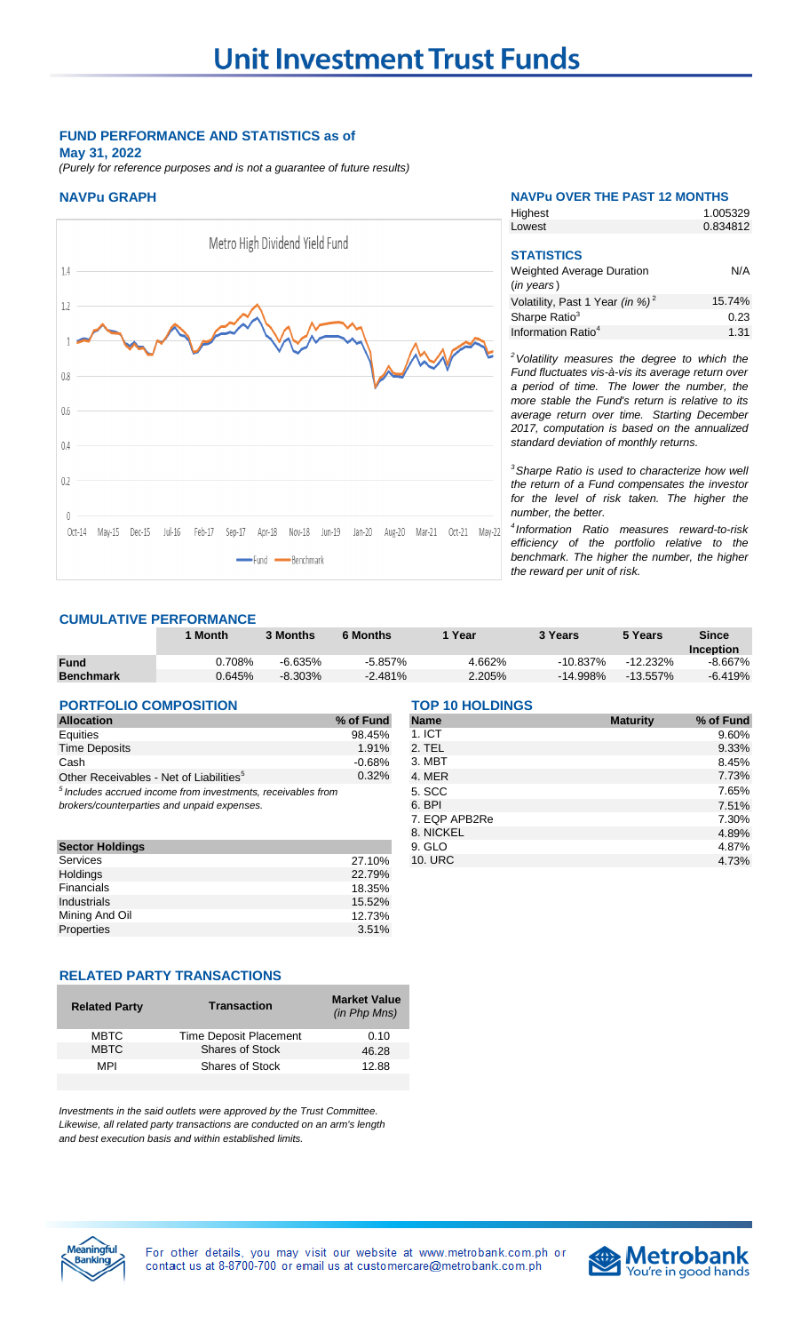# Unit Investment Trust Funds

**FUND PERFORMANCE AND STATISTICS as of May 31, 2022**

*(Purely for reference purposes and is not a guarantee of future results)*

### NAVPu GRAPH

Metro High Dividend Yield Fund

Oct-14, May-15, Dec-15, Jul-16, Feb-17, Sep-17, Apr-18, Nov-18, Jun-19, Jan-20, Aug-20, Mar-21, Oct-21, May-22

Fund — Benchmark

### NAVPu OVER THE PAST 12 MONTHS

| | |
|---|---|
| Highest | 1.005329 |
| Lowest | 0.834812 |

### STATISTICS

| | |
|---|---|
| Weighted Average Duration (*in years*) | N/A |
| Volatility, Past 1 Year (*in %*)[2] | 15.74% |
| Sharpe Ratio[3] | 0.23 |
| Information Ratio[4] | 1.31 |

*[2]Volatility measures the degree to which the Fund fluctuates vis-à-vis its average return over a period of time. The lower the number, the more stable the Fund's return is relative to its average return over time. Starting December 2017, computation is based on the annualized standard deviation of monthly returns.*

*[3]Sharpe Ratio is used to characterize how well the return of a Fund compensates the investor for the level of risk taken. The higher the number, the better.*

*[4]Information Ratio measures reward-to-risk efficiency of the portfolio relative to the benchmark. The higher the number, the higher the reward per unit of risk.*

### CUMULATIVE PERFORMANCE

| | 1 Month | 3 Months | 6 Months | 1 Year | 3 Years | 5 Years | Since Inception |
|---|---|---|---|---|---|---|---|
| **Fund** | 0.708% | -6.635% | -5.857% | 4.662% | -10.837% | -12.232% | -8.667% |
| **Benchmark** | 0.645% | -8.303% | -2.481% | 2.205% | -14.998% | -13.557% | -6.419% |

### PORTFOLIO COMPOSITION

| Allocation | % of Fund |
|---|---|
| Equities | 98.45% |
| Time Deposits | 1.91% |
| Cash | -0.68% |
| Other Receivables - Net of Liabilities[5] | 0.32% |

*[5]Includes accrued income from investments, receivables from brokers/counterparties and unpaid expenses.*

| Sector Holdings | |
|---|---|
| Services | 27.10% |
| Holdings | 22.79% |
| Financials | 18.35% |
| Industrials | 15.52% |
| Mining And Oil | 12.73% |
| Properties | 3.51% |

### TOP 10 HOLDINGS

| Name | Maturity | % of Fund |
|---|---|---|
| 1. ICT | | 9.60% |
| 2. TEL | | 9.33% |
| 3. MBT | | 8.45% |
| 4. MER | | 7.73% |
| 5. SCC | | 7.65% |
| 6. BPI | | 7.51% |
| 7. EQP APB2Re | | 7.30% |
| 8. NICKEL | | 4.89% |
| 9. GLO | | 4.87% |
| 10. URC | | 4.73% |

### RELATED PARTY TRANSACTIONS

| Related Party | Transaction | Market Value (*in Php Mns*) |
|---|---|---|
| MBTC | Time Deposit Placement | 0.10 |
| MBTC | Shares of Stock | 46.28 |
| MPI | Shares of Stock | 12.88 |

*Investments in the said outlets were approved by the Trust Committee. Likewise, all related party transactions are conducted on an arm's length and best execution basis and within established limits.*

For other details, you may visit our website at www.metrobank.com.ph or contact us at 8-8700-700 or email us at customercare@metrobank.com.ph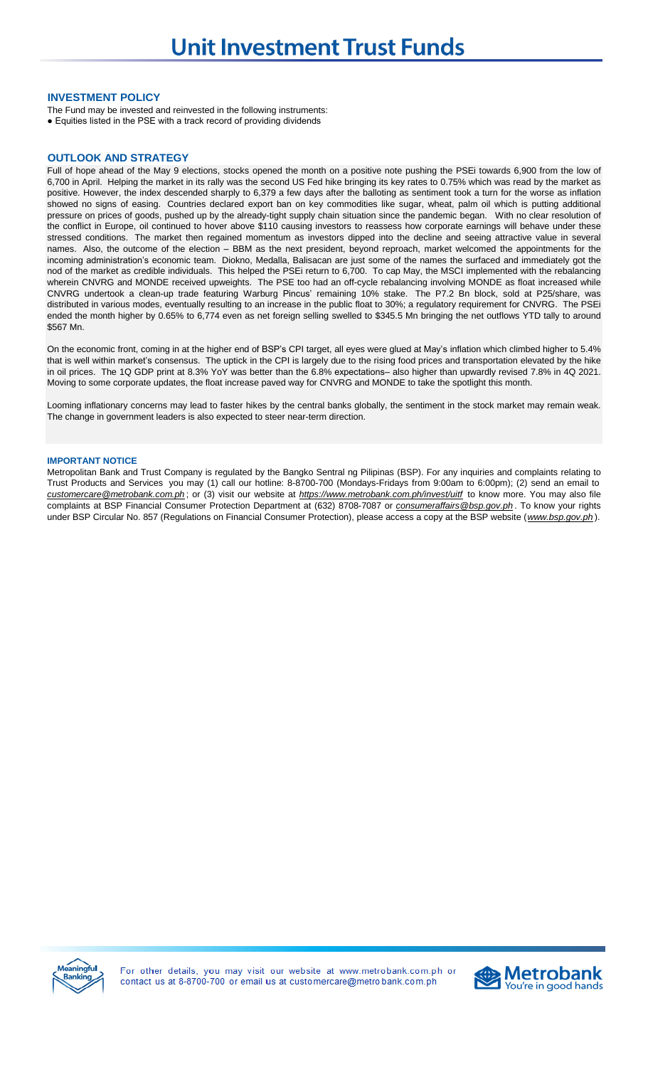# Unit Investment Trust Funds

## INVESTMENT POLICY

The Fund may be invested and reinvested in the following instruments:

- Equities listed in the PSE with a track record of providing dividends

## OUTLOOK AND STRATEGY

Full of hope ahead of the May 9 elections, stocks opened the month on a positive note pushing the PSEi towards 6,900 from the low of 6,700 in April. Helping the market in its rally was the second US Fed hike bringing its key rates to 0.75% which was read by the market as positive. However, the index descended sharply to 6,379 a few days after the balloting as sentiment took a turn for the worse as inflation showed no signs of easing. Countries declared export ban on key commodities like sugar, wheat, palm oil which is putting additional pressure on prices of goods, pushed up by the already-tight supply chain situation since the pandemic began. With no clear resolution of the conflict in Europe, oil continued to hover above $110 causing investors to reassess how corporate earnings will behave under these stressed conditions. The market then regained momentum as investors dipped into the decline and seeing attractive value in several names. Also, the outcome of the election – BBM as the next president, beyond reproach, market welcomed the appointments for the incoming administration's economic team. Diokno, Medalla, Balisacan are just some of the names the surfaced and immediately got the nod of the market as credible individuals. This helped the PSEi return to 6,700. To cap May, the MSCI implemented with the rebalancing wherein CNVRG and MONDE received upweights. The PSE too had an off-cycle rebalancing involving MONDE as float increased while CNVRG undertook a clean-up trade featuring Warburg Pincus' remaining 10% stake. The P7.2 Bn block, sold at P25/share, was distributed in various modes, eventually resulting to an increase in the public float to 30%; a regulatory requirement for CNVRG. The PSEi ended the month higher by 0.65% to 6,774 even as net foreign selling swelled to $345.5 Mn bringing the net outflows YTD tally to around $567 Mn.

On the economic front, coming in at the higher end of BSP's CPI target, all eyes were glued at May's inflation which climbed higher to 5.4% that is well within market's consensus. The uptick in the CPI is largely due to the rising food prices and transportation elevated by the hike in oil prices. The 1Q GDP print at 8.3% YoY was better than the 6.8% expectations– also higher than upwardly revised 7.8% in 4Q 2021. Moving to some corporate updates, the float increase paved way for CNVRG and MONDE to take the spotlight this month.

Looming inflationary concerns may lead to faster hikes by the central banks globally, the sentiment in the stock market may remain weak. The change in government leaders is also expected to steer near-term direction.

### IMPORTANT NOTICE

Metropolitan Bank and Trust Company is regulated by the Bangko Sentral ng Pilipinas (BSP). For any inquiries and complaints relating to Trust Products and Services you may (1) call our hotline: 8-8700-700 (Mondays-Fridays from 9:00am to 6:00pm); (2) send an email to *customercare@metrobank.com.ph*; or (3) visit our website at *https://www.metrobank.com.ph/invest/uitf* to know more. You may also file complaints at BSP Financial Consumer Protection Department at (632) 8708-7087 or *consumeraffairs@bsp.gov.ph*. To know your rights under BSP Circular No. 857 (Regulations on Financial Consumer Protection), please access a copy at the BSP website (*www.bsp.gov.ph*).

Meaningful Banking

For other details, you may visit our website at www.metrobank.com.ph or contact us at 8-8700-700 or email us at customercare@metrobank.com.ph

Metrobank You're in good hands